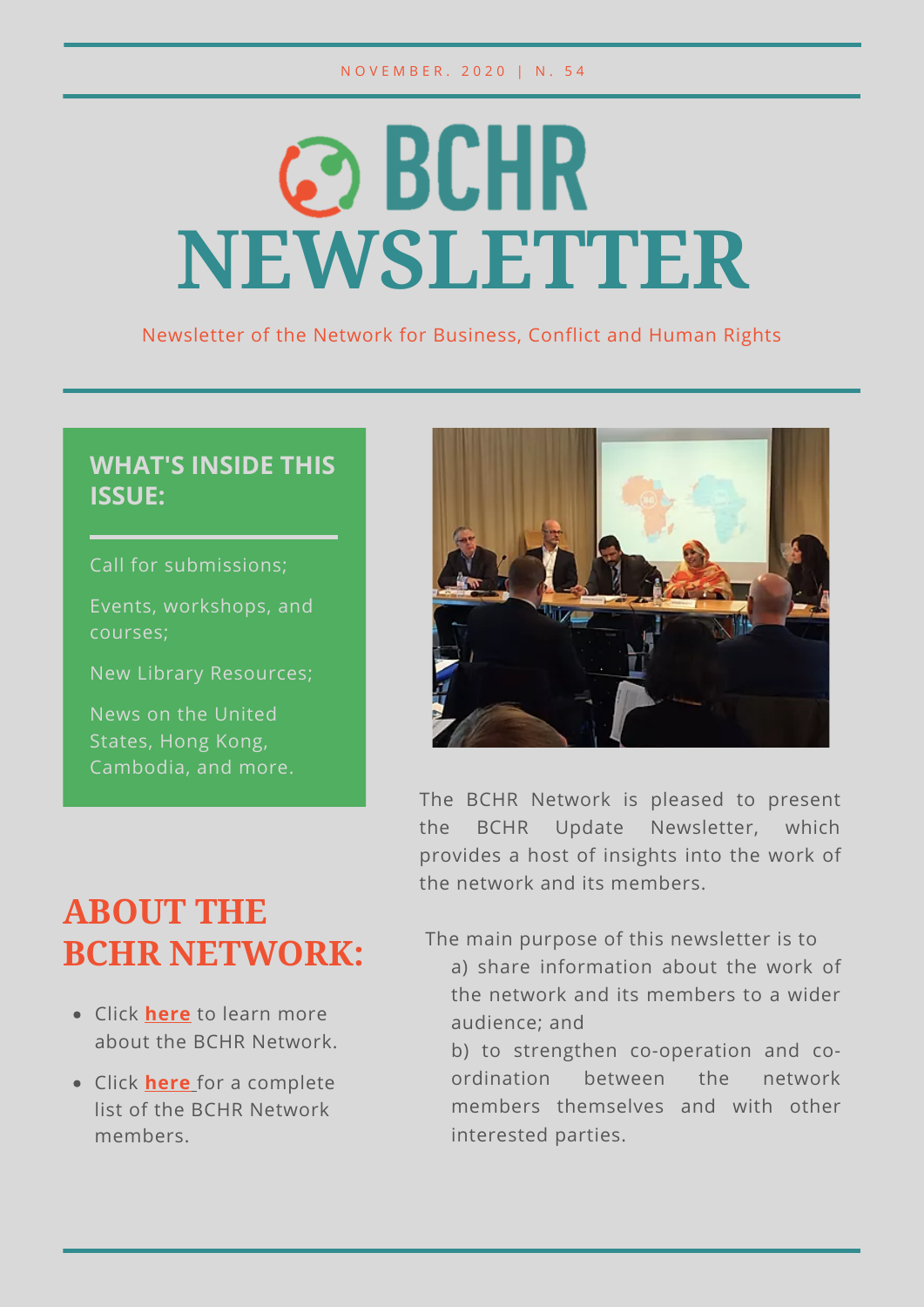NOVEMBER. 2020 | N. 54

# BCHR NEWSLETTER

Newsletter of the Network for Business, Conflict and Human Rights

## WHAT'S INSIDE THIS ISSUE:

Call for submissions;

Events, workshops, and courses;

New Library Resources;

News on the United States, Hong Kong, Cambodia, and more.

The BCHR Network is pleased to present the BCHR Update Newsletter, which provides a host of insights into the work of the network and its members.

The main purpose of this newsletter is to

a) share information about the work of the network and its members to a wider audience; and

b) to strengthen co-operation and co-ordination between the network members themselves and with other interested parties.

## ABOUT THE BCHR NETWORK:

- Click **here** to learn more about the BCHR Network.
- Click **here** for a complete list of the BCHR Network members.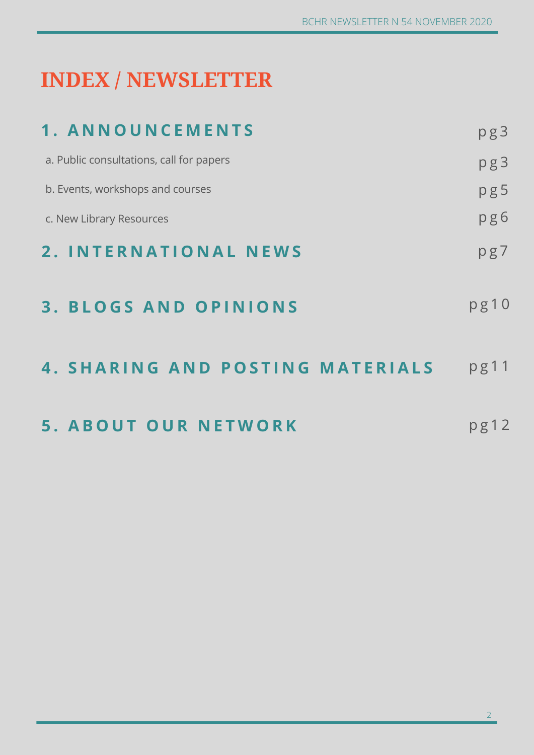# INDEX / NEWSLETTER

## 1. ANNOUNCEMENTS pg3

a. Public consultations, call for papers pg3

b. Events, workshops and courses pg5

c. New Library Resources pg6

## 2. INTERNATIONAL NEWS pg7

## 3. BLOGS AND OPINIONS pg10

## 4. SHARING AND POSTING MATERIALS pg11

## 5. ABOUT OUR NETWORK pg12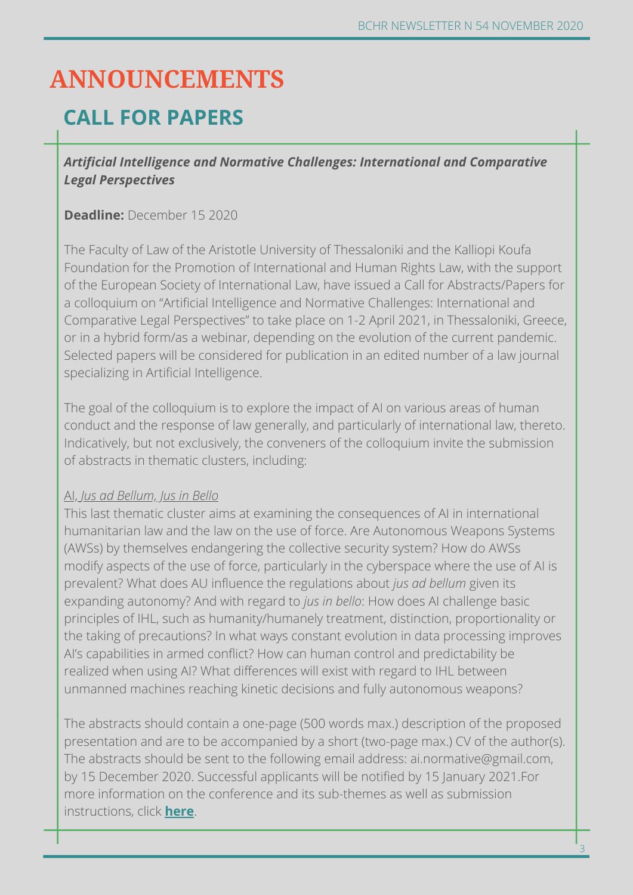# ANNOUNCEMENTS

## CALL FOR PAPERS

***Artificial Intelligence and Normative Challenges: International and Comparative Legal Perspectives***

**Deadline:** December 15 2020

The Faculty of Law of the Aristotle University of Thessaloniki and the Kalliopi Koufa Foundation for the Promotion of International and Human Rights Law, with the support of the European Society of International Law, have issued a Call for Abstracts/Papers for a colloquium on "Artificial Intelligence and Normative Challenges: International and Comparative Legal Perspectives" to take place on 1-2 April 2021, in Thessaloniki, Greece, or in a hybrid form/as a webinar, depending on the evolution of the current pandemic. Selected papers will be considered for publication in an edited number of a law journal specializing in Artificial Intelligence.

The goal of the colloquium is to explore the impact of AI on various areas of human conduct and the response of law generally, and particularly of international law, thereto. Indicatively, but not exclusively, the conveners of the colloquium invite the submission of abstracts in thematic clusters, including:

<u>AI, *Jus ad Bellum, Jus in Bello*</u>

This last thematic cluster aims at examining the consequences of AI in international humanitarian law and the law on the use of force. Are Autonomous Weapons Systems (AWSs) by themselves endangering the collective security system? How do AWSs modify aspects of the use of force, particularly in the cyberspace where the use of AI is prevalent? What does AU influence the regulations about *jus ad bellum* given its expanding autonomy? And with regard to *jus in bello*: How does AI challenge basic principles of IHL, such as humanity/humanely treatment, distinction, proportionality or the taking of precautions? In what ways constant evolution in data processing improves AI's capabilities in armed conflict? How can human control and predictability be realized when using AI? What differences will exist with regard to IHL between unmanned machines reaching kinetic decisions and fully autonomous weapons?

The abstracts should contain a one-page (500 words max.) description of the proposed presentation and are to be accompanied by a short (two-page max.) CV of the author(s). The abstracts should be sent to the following email address: ai.normative@gmail.com, by 15 December 2020. Successful applicants will be notified by 15 January 2021.For more information on the conference and its sub-themes as well as submission instructions, click **here**.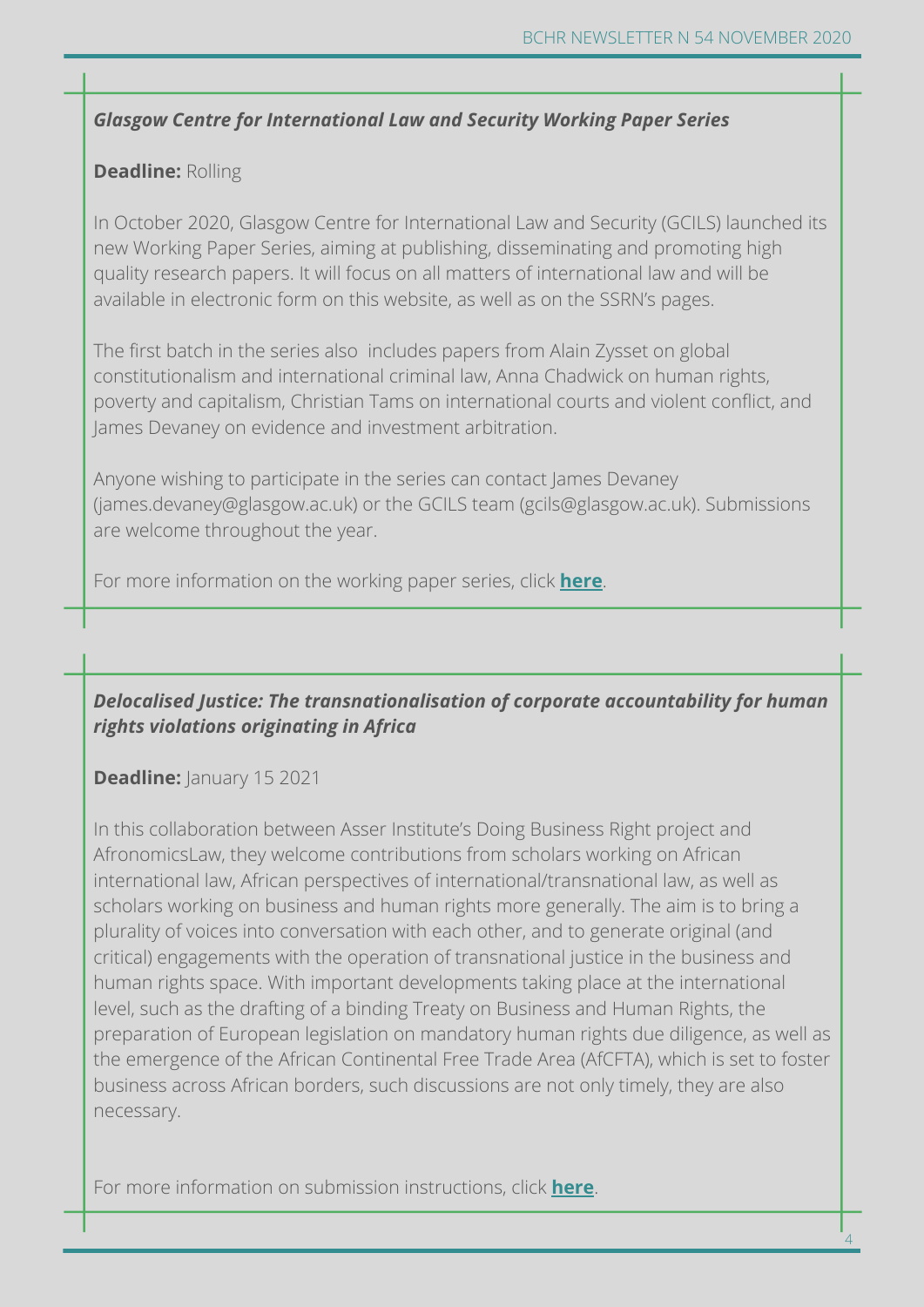***Glasgow Centre for International Law and Security Working Paper Series***

**Deadline:** Rolling

In October 2020, Glasgow Centre for International Law and Security (GCILS) launched its new Working Paper Series, aiming at publishing, disseminating and promoting high quality research papers. It will focus on all matters of international law and will be available in electronic form on this website, as well as on the SSRN's pages.

The first batch in the series also includes papers from Alain Zysset on global constitutionalism and international criminal law, Anna Chadwick on human rights, poverty and capitalism, Christian Tams on international courts and violent conflict, and James Devaney on evidence and investment arbitration.

Anyone wishing to participate in the series can contact James Devaney (james.devaney@glasgow.ac.uk) or the GCILS team (gcils@glasgow.ac.uk). Submissions are welcome throughout the year.

For more information on the working paper series, click **here**.

***Delocalised Justice: The transnationalisation of corporate accountability for human rights violations originating in Africa***

**Deadline:** January 15 2021

In this collaboration between Asser Institute's Doing Business Right project and AfronomicsLaw, they welcome contributions from scholars working on African international law, African perspectives of international/transnational law, as well as scholars working on business and human rights more generally. The aim is to bring a plurality of voices into conversation with each other, and to generate original (and critical) engagements with the operation of transnational justice in the business and human rights space. With important developments taking place at the international level, such as the drafting of a binding Treaty on Business and Human Rights, the preparation of European legislation on mandatory human rights due diligence, as well as the emergence of the African Continental Free Trade Area (AfCFTA), which is set to foster business across African borders, such discussions are not only timely, they are also necessary.

For more information on submission instructions, click **here**.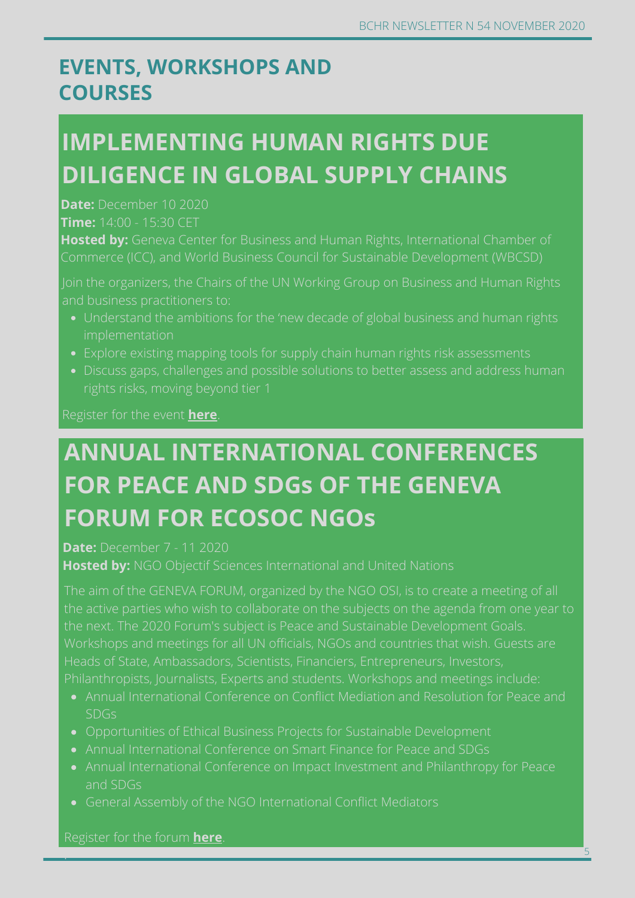## EVENTS, WORKSHOPS AND COURSES

### IMPLEMENTING HUMAN RIGHTS DUE DILIGENCE IN GLOBAL SUPPLY CHAINS

**Date:** December 10 2020

**Time:** 14:00 - 15:30 CET

**Hosted by:** Geneva Center for Business and Human Rights, International Chamber of Commerce (ICC), and World Business Council for Sustainable Development (WBCSD)

Join the organizers, the Chairs of the UN Working Group on Business and Human Rights and business practitioners to:

- Understand the ambitions for the 'new decade of global business and human rights implementation
- Explore existing mapping tools for supply chain human rights risk assessments
- Discuss gaps, challenges and possible solutions to better assess and address human rights risks, moving beyond tier 1

Register for the event **here**.

### ANNUAL INTERNATIONAL CONFERENCES FOR PEACE AND SDGs OF THE GENEVA FORUM FOR ECOSOC NGOs

**Date:** December 7 - 11 2020

**Hosted by:** NGO Objectif Sciences International and United Nations

The aim of the GENEVA FORUM, organized by the NGO OSI, is to create a meeting of all the active parties who wish to collaborate on the subjects on the agenda from one year to the next. The 2020 Forum's subject is Peace and Sustainable Development Goals. Workshops and meetings for all UN officials, NGOs and countries that wish. Guests are Heads of State, Ambassadors, Scientists, Financiers, Entrepreneurs, Investors, Philanthropists, Journalists, Experts and students. Workshops and meetings include:

- Annual International Conference on Conflict Mediation and Resolution for Peace and SDGs
- Opportunities of Ethical Business Projects for Sustainable Development
- Annual International Conference on Smart Finance for Peace and SDGs
- Annual International Conference on Impact Investment and Philanthropy for Peace and SDGs
- General Assembly of the NGO International Conflict Mediators

Register for the forum **here**.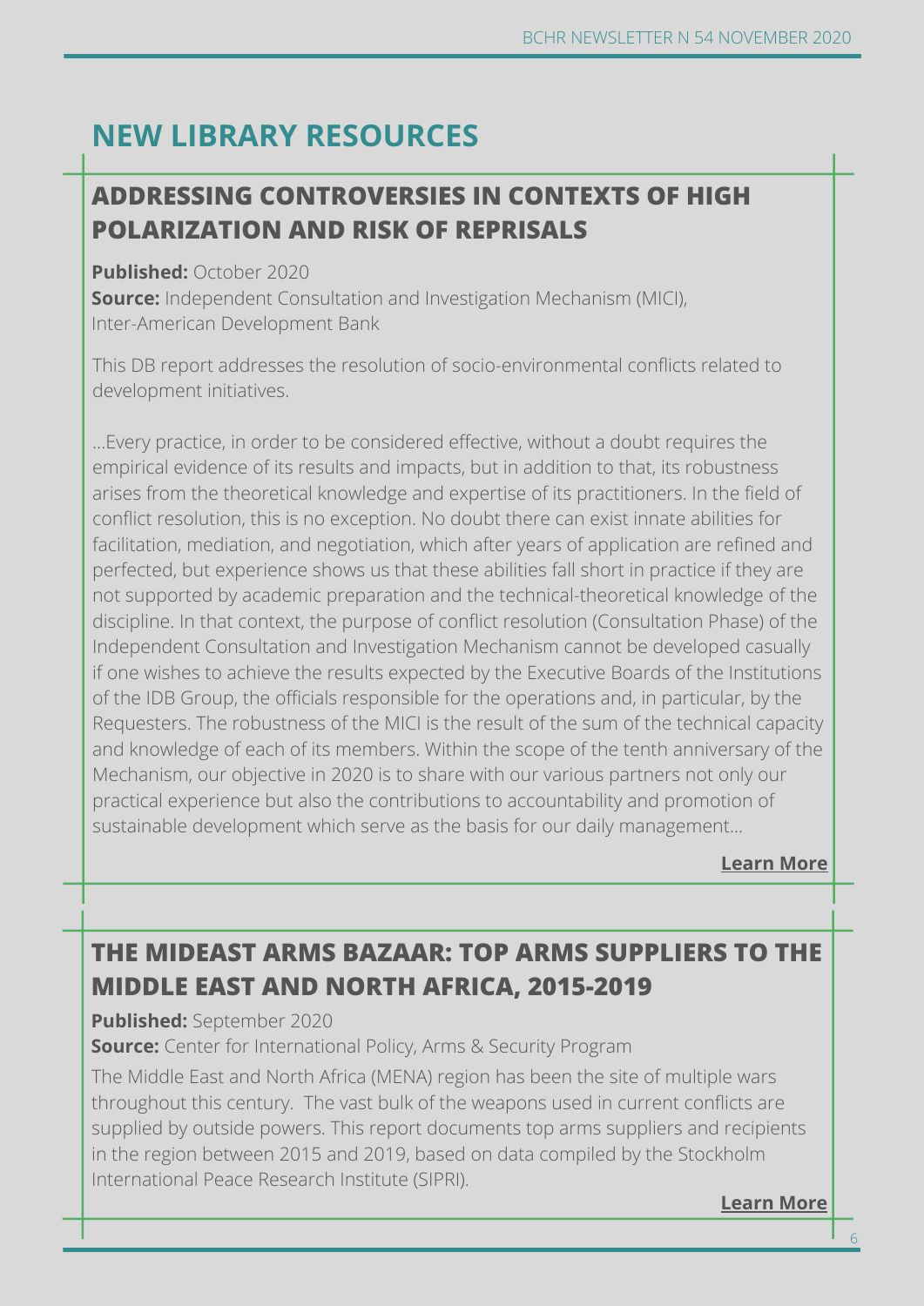# NEW LIBRARY RESOURCES

## ADDRESSING CONTROVERSIES IN CONTEXTS OF HIGH POLARIZATION AND RISK OF REPRISALS

**Published:** October 2020
**Source:** Independent Consultation and Investigation Mechanism (MICI), Inter-American Development Bank

This DB report addresses the resolution of socio-environmental conflicts related to development initiatives.

...Every practice, in order to be considered effective, without a doubt requires the empirical evidence of its results and impacts, but in addition to that, its robustness arises from the theoretical knowledge and expertise of its practitioners. In the field of conflict resolution, this is no exception. No doubt there can exist innate abilities for facilitation, mediation, and negotiation, which after years of application are refined and perfected, but experience shows us that these abilities fall short in practice if they are not supported by academic preparation and the technical-theoretical knowledge of the discipline. In that context, the purpose of conflict resolution (Consultation Phase) of the Independent Consultation and Investigation Mechanism cannot be developed casually if one wishes to achieve the results expected by the Executive Boards of the Institutions of the IDB Group, the officials responsible for the operations and, in particular, by the Requesters. The robustness of the MICI is the result of the sum of the technical capacity and knowledge of each of its members. Within the scope of the tenth anniversary of the Mechanism, our objective in 2020 is to share with our various partners not only our practical experience but also the contributions to accountability and promotion of sustainable development which serve as the basis for our daily management...

**Learn More**

## THE MIDEAST ARMS BAZAAR: TOP ARMS SUPPLIERS TO THE MIDDLE EAST AND NORTH AFRICA, 2015-2019

**Published:** September 2020
**Source:** Center for International Policy, Arms & Security Program

The Middle East and North Africa (MENA) region has been the site of multiple wars throughout this century. The vast bulk of the weapons used in current conflicts are supplied by outside powers. This report documents top arms suppliers and recipients in the region between 2015 and 2019, based on data compiled by the Stockholm International Peace Research Institute (SIPRI).

**Learn More**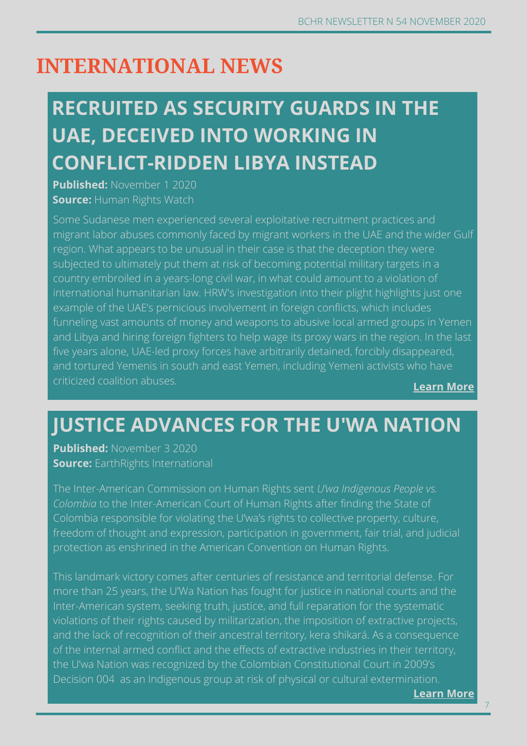# INTERNATIONAL NEWS

## RECRUITED AS SECURITY GUARDS IN THE UAE, DECEIVED INTO WORKING IN CONFLICT-RIDDEN LIBYA INSTEAD

**Published:** November 1 2020
**Source:** Human Rights Watch

Some Sudanese men experienced several exploitative recruitment practices and migrant labor abuses commonly faced by migrant workers in the UAE and the wider Gulf region. What appears to be unusual in their case is that the deception they were subjected to ultimately put them at risk of becoming potential military targets in a country embroiled in a years-long civil war, in what could amount to a violation of international humanitarian law. HRW's investigation into their plight highlights just one example of the UAE's pernicious involvement in foreign conflicts, which includes funneling vast amounts of money and weapons to abusive local armed groups in Yemen and Libya and hiring foreign fighters to help wage its proxy wars in the region. In the last five years alone, UAE-led proxy forces have arbitrarily detained, forcibly disappeared, and tortured Yemenis in south and east Yemen, including Yemeni activists who have criticized coalition abuses.

**Learn More**

## JUSTICE ADVANCES FOR THE U'WA NATION

**Published:** November 3 2020
**Source:** EarthRights International

The Inter-American Commission on Human Rights sent *U'wa Indigenous People vs. Colombia* to the Inter-American Court of Human Rights after finding the State of Colombia responsible for violating the U'wa's rights to collective property, culture, freedom of thought and expression, participation in government, fair trial, and judicial protection as enshrined in the American Convention on Human Rights.

This landmark victory comes after centuries of resistance and territorial defense. For more than 25 years, the U'Wa Nation has fought for justice in national courts and the Inter-American system, seeking truth, justice, and full reparation for the systematic violations of their rights caused by militarization, the imposition of extractive projects, and the lack of recognition of their ancestral territory, kera shikará. As a consequence of the internal armed conflict and the effects of extractive industries in their territory, the U'wa Nation was recognized by the Colombian Constitutional Court in 2009's Decision 004 as an Indigenous group at risk of physical or cultural extermination.

**Learn More**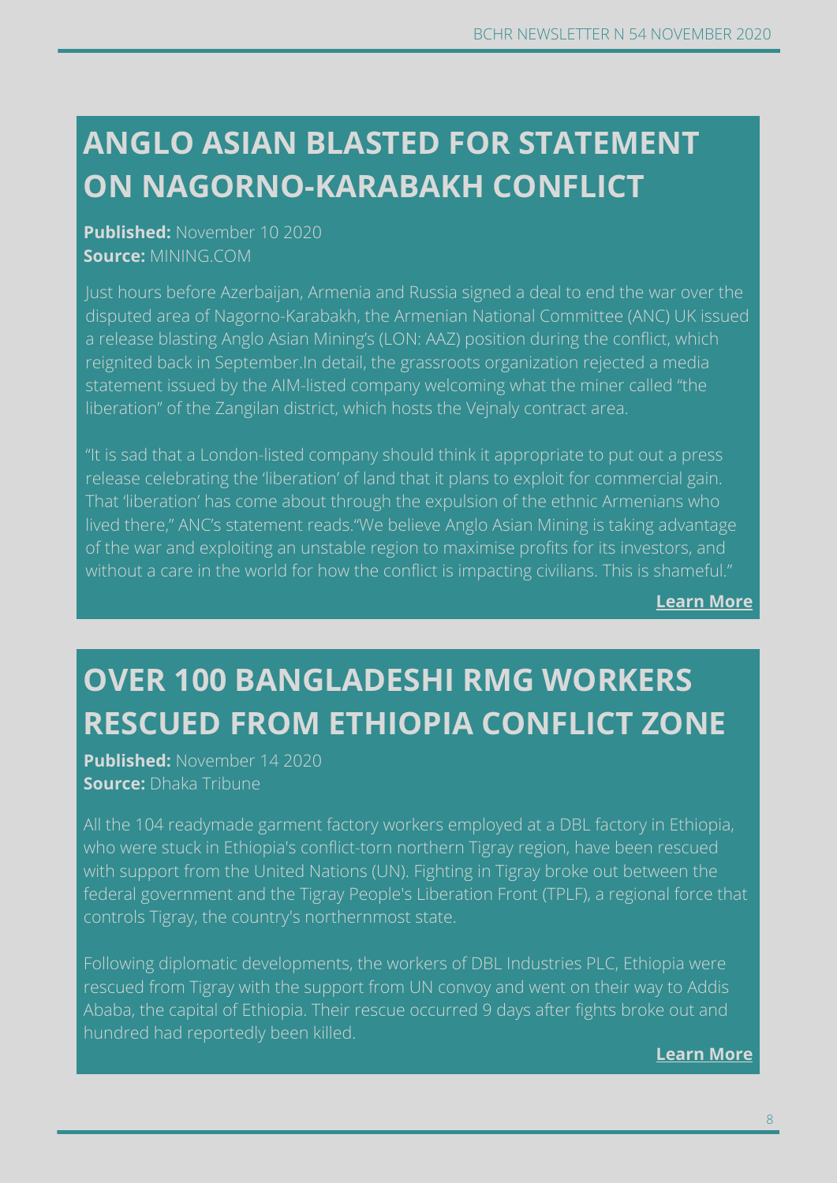## ANGLO ASIAN BLASTED FOR STATEMENT ON NAGORNO-KARABAKH CONFLICT

**Published:** November 10 2020
**Source:** MINING.COM

Just hours before Azerbaijan, Armenia and Russia signed a deal to end the war over the disputed area of Nagorno-Karabakh, the Armenian National Committee (ANC) UK issued a release blasting Anglo Asian Mining's (LON: AAZ) position during the conflict, which reignited back in September.In detail, the grassroots organization rejected a media statement issued by the AIM-listed company welcoming what the miner called "the liberation" of the Zangilan district, which hosts the Vejnaly contract area.

"It is sad that a London-listed company should think it appropriate to put out a press release celebrating the 'liberation' of land that it plans to exploit for commercial gain. That 'liberation' has come about through the expulsion of the ethnic Armenians who lived there," ANC's statement reads."We believe Anglo Asian Mining is taking advantage of the war and exploiting an unstable region to maximise profits for its investors, and without a care in the world for how the conflict is impacting civilians. This is shameful."

**Learn More**

## OVER 100 BANGLADESHI RMG WORKERS RESCUED FROM ETHIOPIA CONFLICT ZONE

**Published:** November 14 2020
**Source:** Dhaka Tribune

All the 104 readymade garment factory workers employed at a DBL factory in Ethiopia, who were stuck in Ethiopia's conflict-torn northern Tigray region, have been rescued with support from the United Nations (UN). Fighting in Tigray broke out between the federal government and the Tigray People's Liberation Front (TPLF), a regional force that controls Tigray, the country's northernmost state.

Following diplomatic developments, the workers of DBL Industries PLC, Ethiopia were rescued from Tigray with the support from UN convoy and went on their way to Addis Ababa, the capital of Ethiopia. Their rescue occurred 9 days after fights broke out and hundred had reportedly been killed.

**Learn More**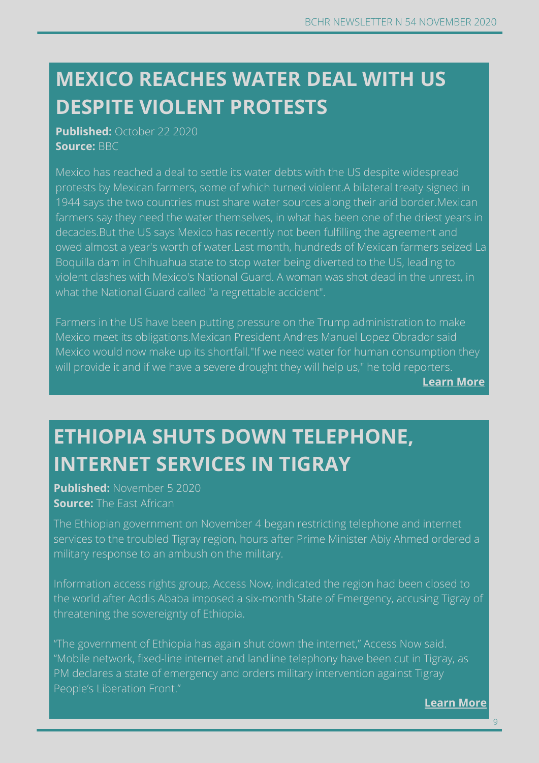## MEXICO REACHES WATER DEAL WITH US DESPITE VIOLENT PROTESTS

**Published:** October 22 2020
**Source:** BBC

Mexico has reached a deal to settle its water debts with the US despite widespread protests by Mexican farmers, some of which turned violent.A bilateral treaty signed in 1944 says the two countries must share water sources along their arid border.Mexican farmers say they need the water themselves, in what has been one of the driest years in decades.But the US says Mexico has recently not been fulfilling the agreement and owed almost a year's worth of water.Last month, hundreds of Mexican farmers seized La Boquilla dam in Chihuahua state to stop water being diverted to the US, leading to violent clashes with Mexico's National Guard. A woman was shot dead in the unrest, in what the National Guard called "a regrettable accident".

Farmers in the US have been putting pressure on the Trump administration to make Mexico meet its obligations.Mexican President Andres Manuel Lopez Obrador said Mexico would now make up its shortfall."If we need water for human consumption they will provide it and if we have a severe drought they will help us," he told reporters.

**Learn More**

## ETHIOPIA SHUTS DOWN TELEPHONE, INTERNET SERVICES IN TIGRAY

**Published:** November 5 2020
**Source:** The East African

The Ethiopian government on November 4 began restricting telephone and internet services to the troubled Tigray region, hours after Prime Minister Abiy Ahmed ordered a military response to an ambush on the military.

Information access rights group, Access Now, indicated the region had been closed to the world after Addis Ababa imposed a six-month State of Emergency, accusing Tigray of threatening the sovereignty of Ethiopia.

"The government of Ethiopia has again shut down the internet," Access Now said. "Mobile network, fixed-line internet and landline telephony have been cut in Tigray, as PM declares a state of emergency and orders military intervention against Tigray People's Liberation Front."

**Learn More**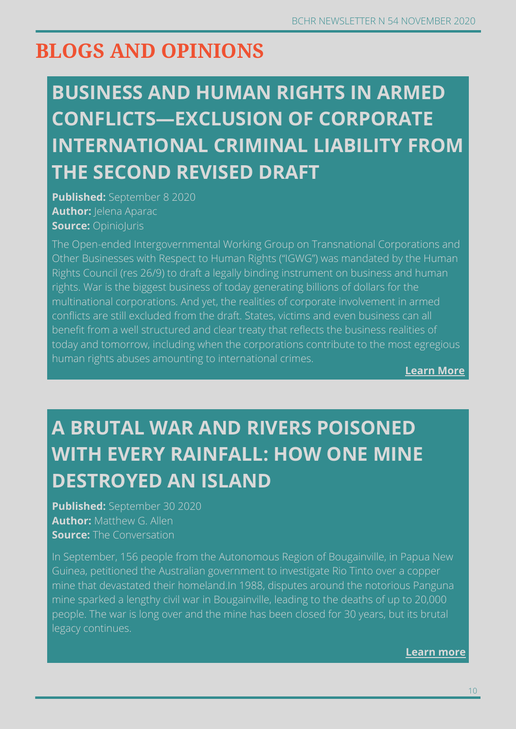# BLOGS AND OPINIONS

## BUSINESS AND HUMAN RIGHTS IN ARMED CONFLICTS—EXCLUSION OF CORPORATE INTERNATIONAL CRIMINAL LIABILITY FROM THE SECOND REVISED DRAFT

**Published:** September 8 2020
**Author:** Jelena Aparac
**Source:** OpinioJuris

The Open-ended Intergovernmental Working Group on Transnational Corporations and Other Businesses with Respect to Human Rights ("IGWG") was mandated by the Human Rights Council (res 26/9) to draft a legally binding instrument on business and human rights. War is the biggest business of today generating billions of dollars for the multinational corporations. And yet, the realities of corporate involvement in armed conflicts are still excluded from the draft. States, victims and even business can all benefit from a well structured and clear treaty that reflects the business realities of today and tomorrow, including when the corporations contribute to the most egregious human rights abuses amounting to international crimes.

**Learn More**

## A BRUTAL WAR AND RIVERS POISONED WITH EVERY RAINFALL: HOW ONE MINE DESTROYED AN ISLAND

**Published:** September 30 2020
**Author:** Matthew G. Allen
**Source:** The Conversation

In September, 156 people from the Autonomous Region of Bougainville, in Papua New Guinea, petitioned the Australian government to investigate Rio Tinto over a copper mine that devastated their homeland.In 1988, disputes around the notorious Panguna mine sparked a lengthy civil war in Bougainville, leading to the deaths of up to 20,000 people. The war is long over and the mine has been closed for 30 years, but its brutal legacy continues.

**Learn more**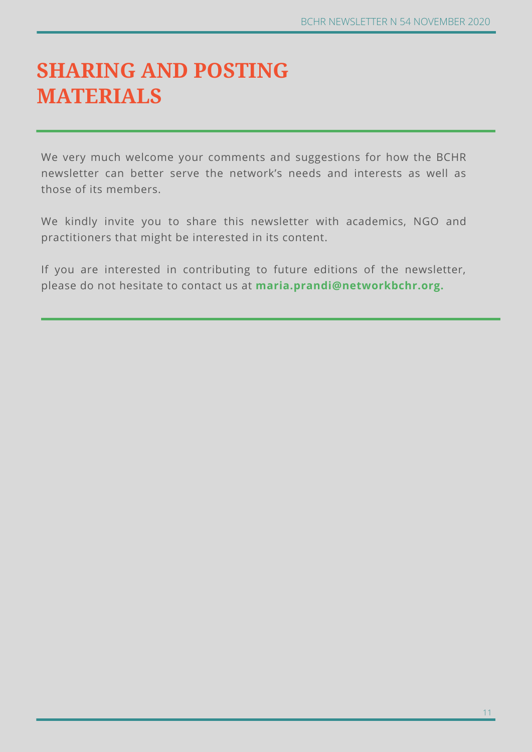# SHARING AND POSTING MATERIALS

We very much welcome your comments and suggestions for how the BCHR newsletter can better serve the network's needs and interests as well as those of its members.

We kindly invite you to share this newsletter with academics, NGO and practitioners that might be interested in its content.

If you are interested in contributing to future editions of the newsletter, please do not hesitate to contact us at **maria.prandi@networkbchr.org.**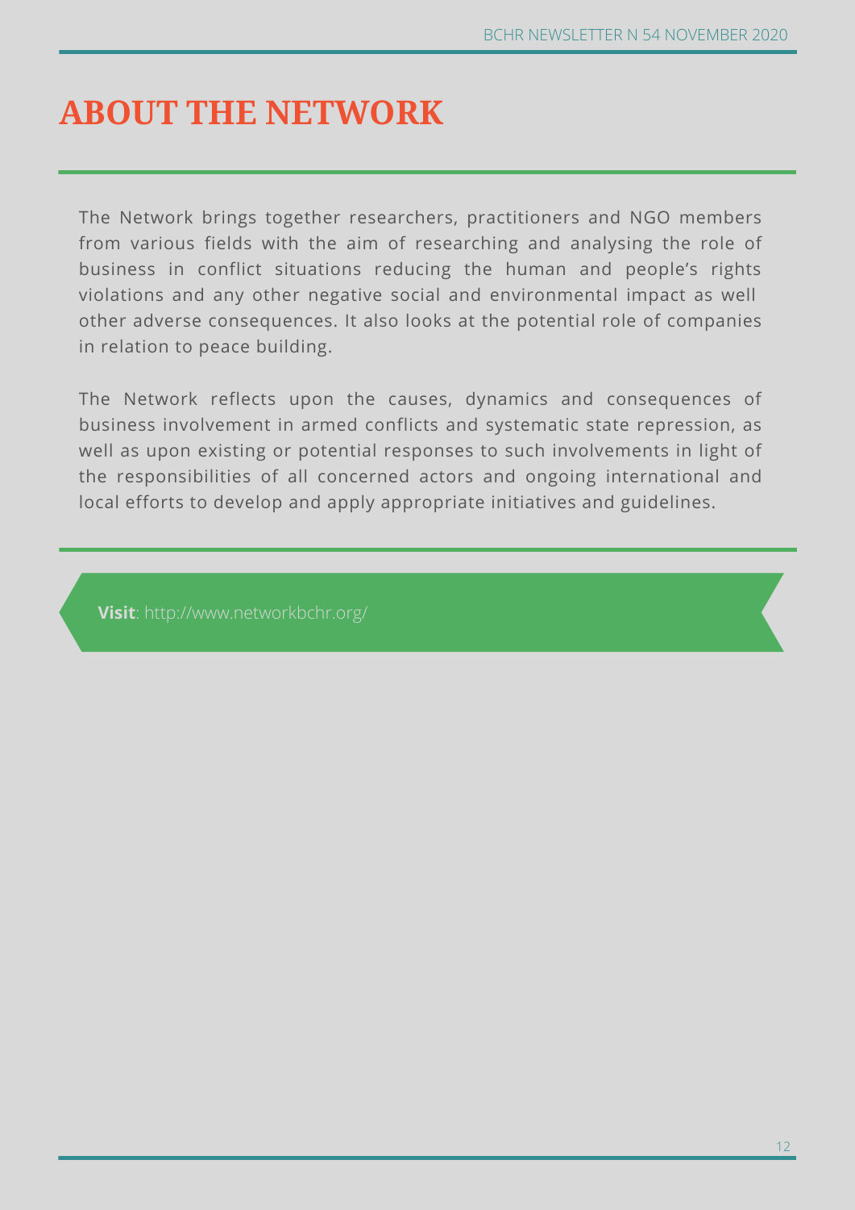# ABOUT THE NETWORK

The Network brings together researchers, practitioners and NGO members from various fields with the aim of researching and analysing the role of business in conflict situations reducing the human and people's rights violations and any other negative social and environmental impact as well other adverse consequences. It also looks at the potential role of companies in relation to peace building.

The Network reflects upon the causes, dynamics and consequences of business involvement in armed conflicts and systematic state repression, as well as upon existing or potential responses to such involvements in light of the responsibilities of all concerned actors and ongoing international and local efforts to develop and apply appropriate initiatives and guidelines.

**Visit**: http://www.networkbchr.org/